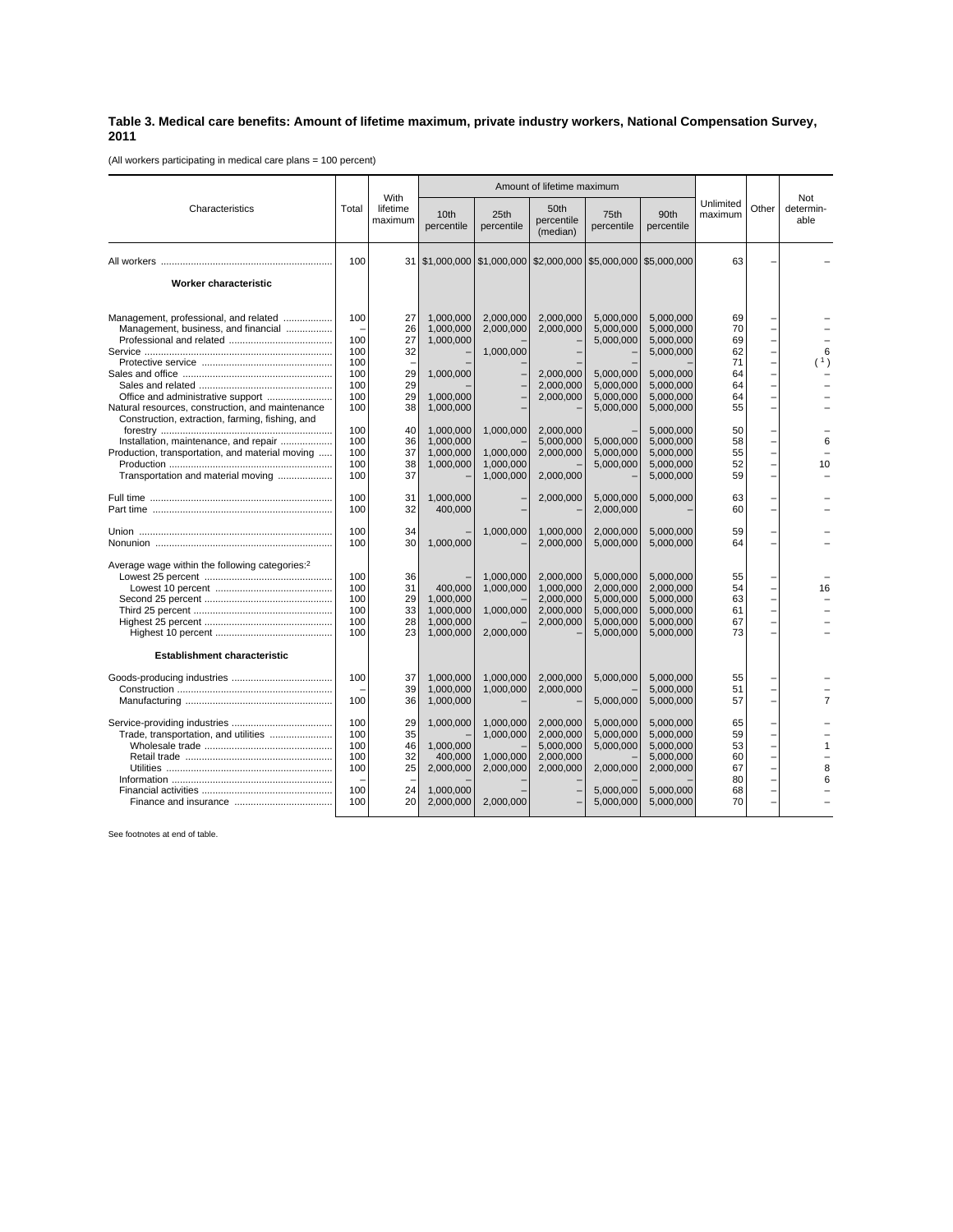**Table 3. Medical care benefits: Amount of lifetime maximum, private industry workers, National Compensation Survey, 2011**

(All workers participating in medical care plans = 100 percent)

| Characteristics | Total | With lifetime maximum | Amount of lifetime maximum | | | | | Unlimited maximum | Other | Not determin-able |
|---|---|---|---|---|---|---|---|---|---|---|
| | | | 10th percentile | 25th percentile | 50th percentile (median) | 75th percentile | 90th percentile | | | |
| All workers | 100 | 31 | $1,000,000 | $1,000,000 | $2,000,000 | $5,000,000 | $5,000,000 | 63 | – | – |
| **Worker characteristic** | | | | | | | | | | |
| Management, professional, and related | 100 | 27 | 1,000,000 | 2,000,000 | 2,000,000 | 5,000,000 | 5,000,000 | 69 | – | – |
| Management, business, and financial | – | 26 | 1,000,000 | 2,000,000 | 2,000,000 | 5,000,000 | 5,000,000 | 70 | – | – |
| Professional and related | 100 | 27 | 1,000,000 | – | – | 5,000,000 | 5,000,000 | 69 | – | – |
| Service | 100 | 32 | – | 1,000,000 | – | – | 5,000,000 | 62 | – | 6 |
| Protective service | 100 | – | – | – | – | – | – | 71 | – | (1) |
| Sales and office | 100 | 29 | 1,000,000 | – | 2,000,000 | 5,000,000 | 5,000,000 | 64 | – | – |
| Sales and related | 100 | 29 | – | – | 2,000,000 | 5,000,000 | 5,000,000 | 64 | – | – |
| Office and administrative support | 100 | 29 | 1,000,000 | – | 2,000,000 | 5,000,000 | 5,000,000 | 64 | – | – |
| Natural resources, construction, and maintenance | 100 | 38 | 1,000,000 | – | – | 5,000,000 | 5,000,000 | 55 | – | – |
| Construction, extraction, farming, fishing, and forestry | 100 | 40 | 1,000,000 | 1,000,000 | 2,000,000 | – | 5,000,000 | 50 | – | – |
| Installation, maintenance, and repair | 100 | 36 | 1,000,000 | – | 5,000,000 | 5,000,000 | 5,000,000 | 58 | – | 6 |
| Production, transportation, and material moving | 100 | 37 | 1,000,000 | 1,000,000 | 2,000,000 | 5,000,000 | 5,000,000 | 55 | – | – |
| Production | 100 | 38 | 1,000,000 | 1,000,000 | – | 5,000,000 | 5,000,000 | 52 | – | 10 |
| Transportation and material moving | 100 | 37 | – | 1,000,000 | 2,000,000 | – | 5,000,000 | 59 | – | – |
| Full time | 100 | 31 | 1,000,000 | – | 2,000,000 | 5,000,000 | 5,000,000 | 63 | – | – |
| Part time | 100 | 32 | 400,000 | – | – | 2,000,000 | – | 60 | – | – |
| Union | 100 | 34 | – | 1,000,000 | 1,000,000 | 2,000,000 | 5,000,000 | 59 | – | – |
| Nonunion | 100 | 30 | 1,000,000 | – | 2,000,000 | 5,000,000 | 5,000,000 | 64 | – | – |
| Average wage within the following categories:[2] | | | | | | | | | | |
| Lowest 25 percent | 100 | 36 | – | 1,000,000 | 2,000,000 | 5,000,000 | 5,000,000 | 55 | – | – |
| Lowest 10 percent | 100 | 31 | 400,000 | 1,000,000 | 1,000,000 | 2,000,000 | 2,000,000 | 54 | – | 16 |
| Second 25 percent | 100 | 29 | 1,000,000 | – | 2,000,000 | 5,000,000 | 5,000,000 | 63 | – | – |
| Third 25 percent | 100 | 33 | 1,000,000 | 1,000,000 | 2,000,000 | 5,000,000 | 5,000,000 | 61 | – | – |
| Highest 25 percent | 100 | 28 | 1,000,000 | – | 2,000,000 | 5,000,000 | 5,000,000 | 67 | – | – |
| Highest 10 percent | 100 | 23 | 1,000,000 | 2,000,000 | – | 5,000,000 | 5,000,000 | 73 | – | – |
| **Establishment characteristic** | | | | | | | | | | |
| Goods-producing industries | 100 | 37 | 1,000,000 | 1,000,000 | 2,000,000 | 5,000,000 | 5,000,000 | 55 | – | – |
| Construction | – | 39 | 1,000,000 | 1,000,000 | 2,000,000 | – | 5,000,000 | 51 | – | – |
| Manufacturing | 100 | 36 | 1,000,000 | – | – | 5,000,000 | 5,000,000 | 57 | – | 7 |
| Service-providing industries | 100 | 29 | 1,000,000 | 1,000,000 | 2,000,000 | 5,000,000 | 5,000,000 | 65 | – | – |
| Trade, transportation, and utilities | 100 | 35 | – | 1,000,000 | 2,000,000 | 5,000,000 | 5,000,000 | 59 | – | – |
| Wholesale trade | 100 | 46 | 1,000,000 | – | 5,000,000 | 5,000,000 | 5,000,000 | 53 | – | 1 |
| Retail trade | 100 | 32 | 400,000 | 1,000,000 | 2,000,000 | – | 5,000,000 | 60 | – | – |
| Utilities | 100 | 25 | 2,000,000 | 2,000,000 | 2,000,000 | 2,000,000 | 2,000,000 | 67 | – | 8 |
| Information | – | – | – | – | – | – | – | 80 | – | 6 |
| Financial activities | 100 | 24 | 1,000,000 | – | – | 5,000,000 | 5,000,000 | 68 | – | – |
| Finance and insurance | 100 | 20 | 2,000,000 | 2,000,000 | – | 5,000,000 | 5,000,000 | 70 | – | – |

See footnotes at end of table.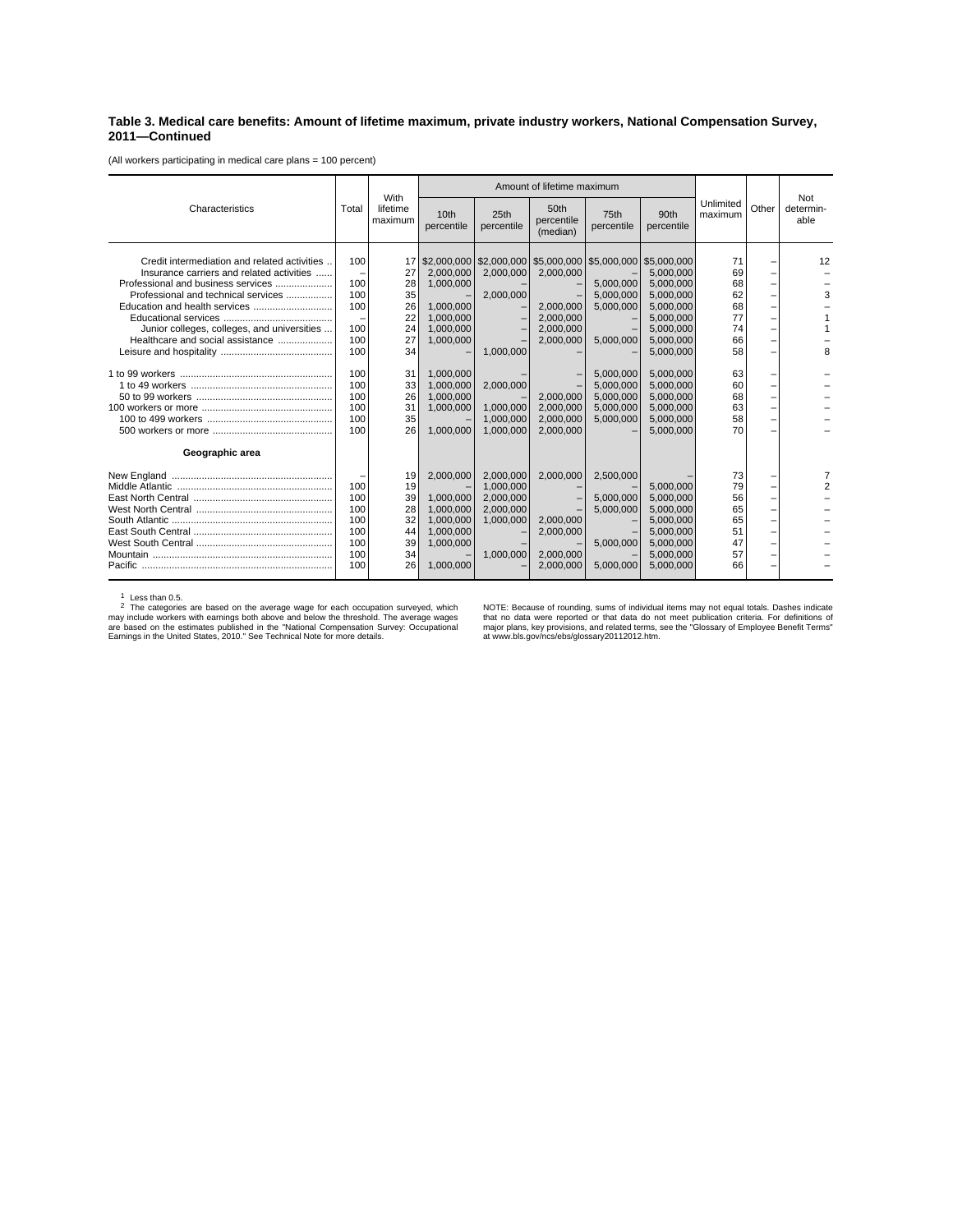**Table 3. Medical care benefits: Amount of lifetime maximum, private industry workers, National Compensation Survey, 2011—Continued**

(All workers participating in medical care plans = 100 percent)

| Characteristics | Total | With lifetime maximum | Amount of lifetime maximum | | | | | Unlimited maximum | Other | Not determin-able |
|---|---|---|---|---|---|---|---|---|---|---|
| | | | 10th percentile | 25th percentile | 50th percentile (median) | 75th percentile | 90th percentile | | | |
| Credit intermediation and related activities | 100 | 17 | $2,000,000 | $2,000,000 | $5,000,000 | $5,000,000 | $5,000,000 | 71 | – | 12 |
| Insurance carriers and related activities | – | 27 | 2,000,000 | 2,000,000 | 2,000,000 | – | 5,000,000 | 69 | – | – |
| Professional and business services | 100 | 28 | 1,000,000 | – | – | 5,000,000 | 5,000,000 | 68 | – | – |
| Professional and technical services | 100 | 35 | – | 2,000,000 | – | 5,000,000 | 5,000,000 | 62 | – | 3 |
| Education and health services | 100 | 26 | 1,000,000 | – | 2,000,000 | 5,000,000 | 5,000,000 | 68 | – | – |
| Educational services | – | 22 | 1,000,000 | – | 2,000,000 | – | 5,000,000 | 77 | – | 1 |
| Junior colleges, colleges, and universities | 100 | 24 | 1,000,000 | – | 2,000,000 | – | 5,000,000 | 74 | – | 1 |
| Healthcare and social assistance | 100 | 27 | 1,000,000 | – | 2,000,000 | 5,000,000 | 5,000,000 | 66 | – | – |
| Leisure and hospitality | 100 | 34 | – | 1,000,000 | – | – | 5,000,000 | 58 | – | 8 |
| 1 to 99 workers | 100 | 31 | 1,000,000 | – | – | 5,000,000 | 5,000,000 | 63 | – | – |
| 1 to 49 workers | 100 | 33 | 1,000,000 | 2,000,000 | – | 5,000,000 | 5,000,000 | 60 | – | – |
| 50 to 99 workers | 100 | 26 | 1,000,000 | – | 2,000,000 | 5,000,000 | 5,000,000 | 68 | – | – |
| 100 workers or more | 100 | 31 | 1,000,000 | 1,000,000 | 2,000,000 | 5,000,000 | 5,000,000 | 63 | – | – |
| 100 to 499 workers | 100 | 35 | – | 1,000,000 | 2,000,000 | 5,000,000 | 5,000,000 | 58 | – | – |
| 500 workers or more | 100 | 26 | 1,000,000 | 1,000,000 | 2,000,000 | – | 5,000,000 | 70 | – | – |
| **Geographic area** | | | | | | | | | | |
| New England | – | 19 | 2,000,000 | 2,000,000 | 2,000,000 | 2,500,000 | – | 73 | – | 7 |
| Middle Atlantic | 100 | 19 | – | 1,000,000 | – | – | 5,000,000 | 79 | – | 2 |
| East North Central | 100 | 39 | 1,000,000 | 2,000,000 | – | 5,000,000 | 5,000,000 | 56 | – | – |
| West North Central | 100 | 28 | 1,000,000 | 2,000,000 | – | 5,000,000 | 5,000,000 | 65 | – | – |
| South Atlantic | 100 | 32 | 1,000,000 | 1,000,000 | 2,000,000 | – | 5,000,000 | 65 | – | – |
| East South Central | 100 | 44 | 1,000,000 | – | 2,000,000 | – | 5,000,000 | 51 | – | – |
| West South Central | 100 | 39 | 1,000,000 | – | – | 5,000,000 | 5,000,000 | 47 | – | – |
| Mountain | 100 | 34 | – | 1,000,000 | 2,000,000 | – | 5,000,000 | 57 | – | – |
| Pacific | 100 | 26 | 1,000,000 | – | 2,000,000 | 5,000,000 | 5,000,000 | 66 | – | – |

[1] Less than 0.5.

[2] The categories are based on the average wage for each occupation surveyed, which may include workers with earnings both above and below the threshold. The average wages are based on the estimates published in the "National Compensation Survey: Occupational Earnings in the United States, 2010." See Technical Note for more details.

NOTE: Because of rounding, sums of individual items may not equal totals. Dashes indicate that no data were reported or that data do not meet publication criteria. For definitions of major plans, key provisions, and related terms, see the "Glossary of Employee Benefit Terms" at www.bls.gov/ncs/ebs/glossary20112012.htm.